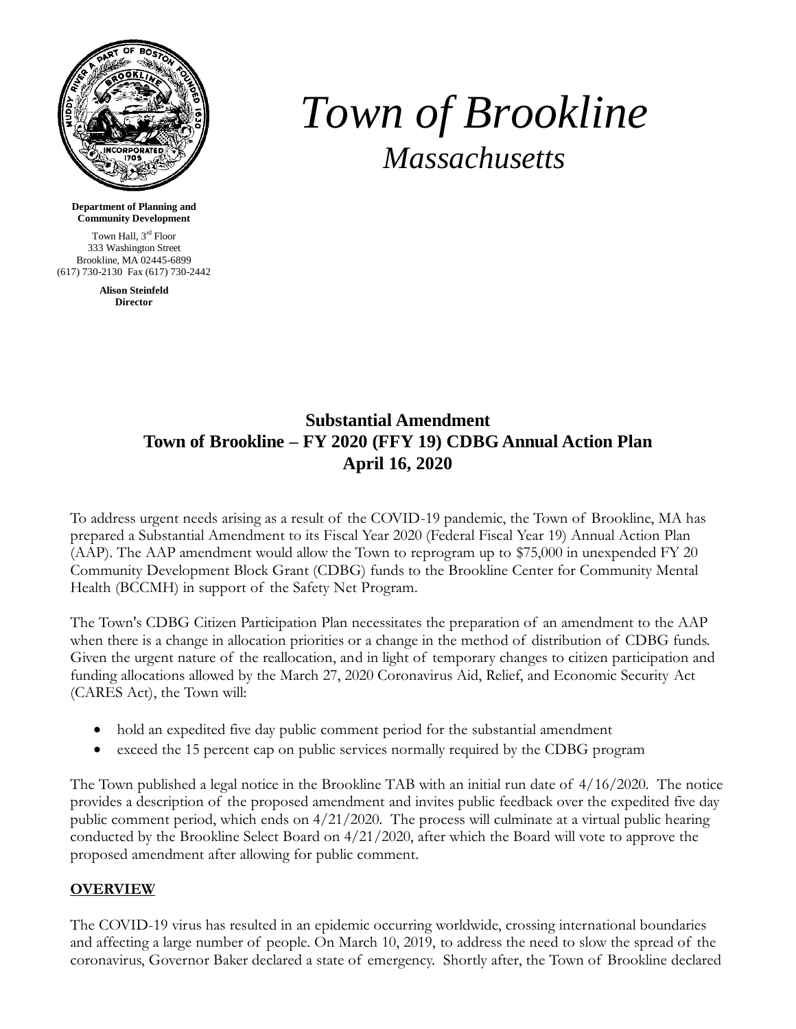# *Town of Brookline*
## *Massachusetts*

**Department of Planning and Community Development**

Town Hall, 3rd Floor
333 Washington Street
Brookline, MA 02445-6899
(617) 730-2130 Fax (617) 730-2442

**Alison Steinfeld**
**Director**

## Substantial Amendment
## Town of Brookline – FY 2020 (FFY 19) CDBG Annual Action Plan
## April 16, 2020

To address urgent needs arising as a result of the COVID-19 pandemic, the Town of Brookline, MA has prepared a Substantial Amendment to its Fiscal Year 2020 (Federal Fiscal Year 19) Annual Action Plan (AAP). The AAP amendment would allow the Town to reprogram up to $75,000 in unexpended FY 20 Community Development Block Grant (CDBG) funds to the Brookline Center for Community Mental Health (BCCMH) in support of the Safety Net Program.

The Town's CDBG Citizen Participation Plan necessitates the preparation of an amendment to the AAP when there is a change in allocation priorities or a change in the method of distribution of CDBG funds. Given the urgent nature of the reallocation, and in light of temporary changes to citizen participation and funding allocations allowed by the March 27, 2020 Coronavirus Aid, Relief, and Economic Security Act (CARES Act), the Town will:

- hold an expedited five day public comment period for the substantial amendment
- exceed the 15 percent cap on public services normally required by the CDBG program

The Town published a legal notice in the Brookline TAB with an initial run date of 4/16/2020. The notice provides a description of the proposed amendment and invites public feedback over the expedited five day public comment period, which ends on 4/21/2020. The process will culminate at a virtual public hearing conducted by the Brookline Select Board on 4/21/2020, after which the Board will vote to approve the proposed amendment after allowing for public comment.

**OVERVIEW**

The COVID-19 virus has resulted in an epidemic occurring worldwide, crossing international boundaries and affecting a large number of people. On March 10, 2019, to address the need to slow the spread of the coronavirus, Governor Baker declared a state of emergency. Shortly after, the Town of Brookline declared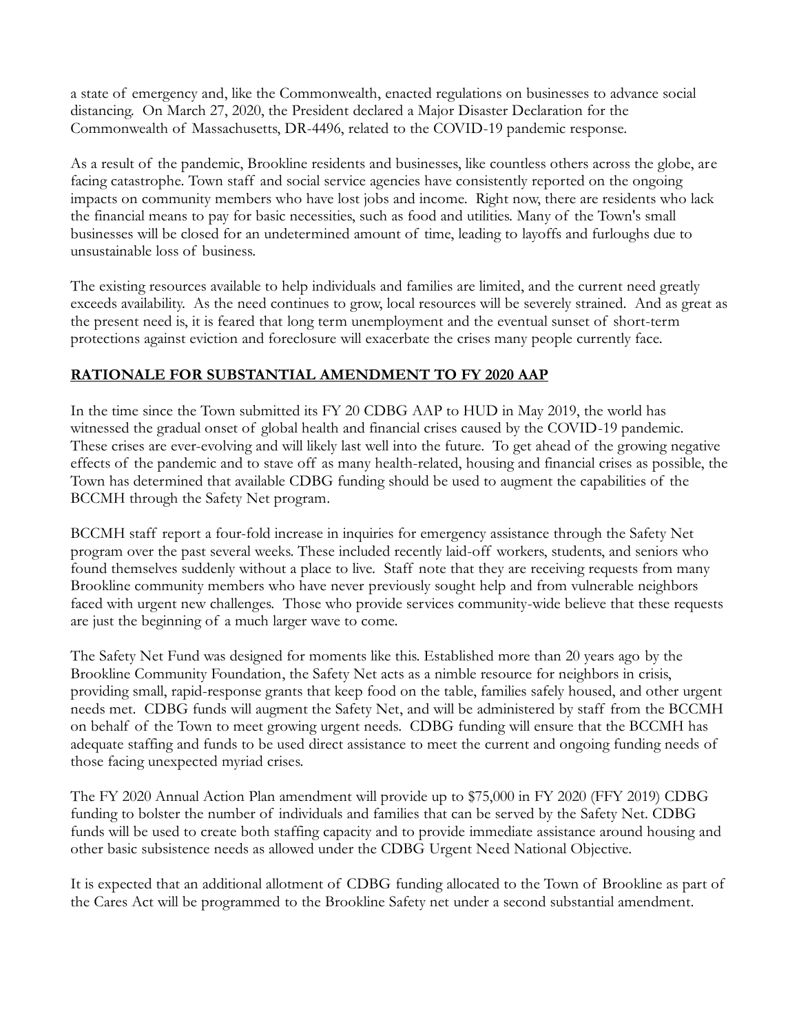a state of emergency and, like the Commonwealth, enacted regulations on businesses to advance social distancing. On March 27, 2020, the President declared a Major Disaster Declaration for the Commonwealth of Massachusetts, DR-4496, related to the COVID-19 pandemic response.

As a result of the pandemic, Brookline residents and businesses, like countless others across the globe, are facing catastrophe. Town staff and social service agencies have consistently reported on the ongoing impacts on community members who have lost jobs and income. Right now, there are residents who lack the financial means to pay for basic necessities, such as food and utilities. Many of the Town's small businesses will be closed for an undetermined amount of time, leading to layoffs and furloughs due to unsustainable loss of business.

The existing resources available to help individuals and families are limited, and the current need greatly exceeds availability. As the need continues to grow, local resources will be severely strained. And as great as the present need is, it is feared that long term unemployment and the eventual sunset of short-term protections against eviction and foreclosure will exacerbate the crises many people currently face.

## **RATIONALE FOR SUBSTANTIAL AMENDMENT TO FY 2020 AAP**

In the time since the Town submitted its FY 20 CDBG AAP to HUD in May 2019, the world has witnessed the gradual onset of global health and financial crises caused by the COVID-19 pandemic. These crises are ever-evolving and will likely last well into the future. To get ahead of the growing negative effects of the pandemic and to stave off as many health-related, housing and financial crises as possible, the Town has determined that available CDBG funding should be used to augment the capabilities of the BCCMH through the Safety Net program.

BCCMH staff report a four-fold increase in inquiries for emergency assistance through the Safety Net program over the past several weeks. These included recently laid-off workers, students, and seniors who found themselves suddenly without a place to live. Staff note that they are receiving requests from many Brookline community members who have never previously sought help and from vulnerable neighbors faced with urgent new challenges. Those who provide services community-wide believe that these requests are just the beginning of a much larger wave to come.

The Safety Net Fund was designed for moments like this. Established more than 20 years ago by the Brookline Community Foundation, the Safety Net acts as a nimble resource for neighbors in crisis, providing small, rapid-response grants that keep food on the table, families safely housed, and other urgent needs met. CDBG funds will augment the Safety Net, and will be administered by staff from the BCCMH on behalf of the Town to meet growing urgent needs. CDBG funding will ensure that the BCCMH has adequate staffing and funds to be used direct assistance to meet the current and ongoing funding needs of those facing unexpected myriad crises.

The FY 2020 Annual Action Plan amendment will provide up to $75,000 in FY 2020 (FFY 2019) CDBG funding to bolster the number of individuals and families that can be served by the Safety Net. CDBG funds will be used to create both staffing capacity and to provide immediate assistance around housing and other basic subsistence needs as allowed under the CDBG Urgent Need National Objective.

It is expected that an additional allotment of CDBG funding allocated to the Town of Brookline as part of the Cares Act will be programmed to the Brookline Safety net under a second substantial amendment.